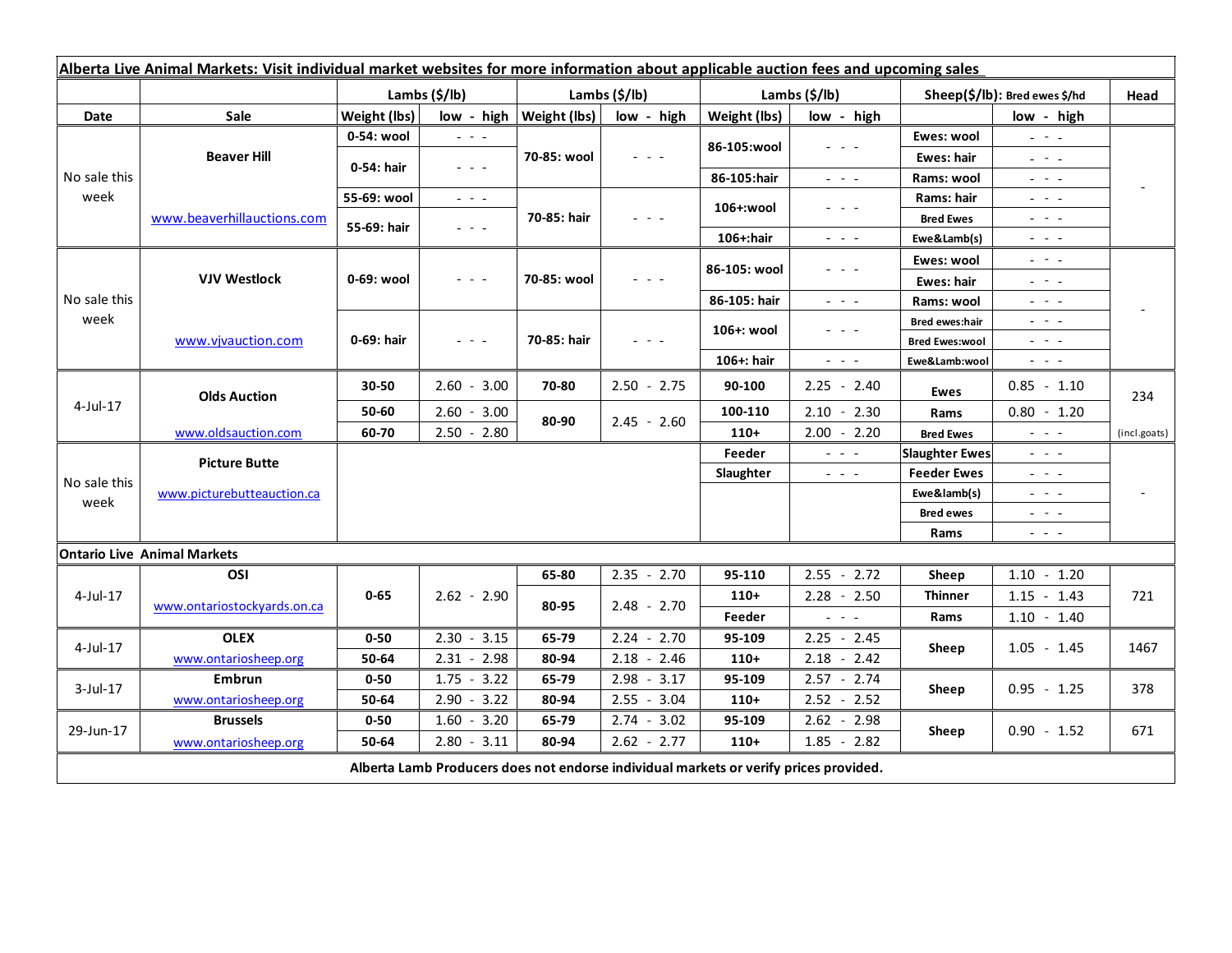**Alberta Live Animal Markets: Visit individual market websites for more information about applicable auction fees and upcoming sales**

| Date | Sale | Lambs ($/lb) Weight (lbs) | low - high | Lambs ($/lb) Weight (lbs) | low - high | Lambs ($/lb) Weight (lbs) | low - high | Sheep($/lb): Bred ewes $/hd | low - high | Head |
|---|---|---|---|---|---|---|---|---|---|---|
| No sale this week | Beaver Hill | 0-54: wool | - - - | 70-85: wool | - - - | 86-105:wool | - - - | Ewes: wool | - - - | - |
| | | 0-54: hair | - - - | | | | | Ewes: hair | - - - | |
| | | | | | | 86-105:hair | - - - | Rams: wool | - - - | |
| | | 55-69: wool | - - - | 70-85: hair | - - - | 106+:wool | - - - | Rams: hair | - - - | |
| | www.beaverhillauctions.com | 55-69: hair | - - - | | | | | Bred Ewes | - - - | |
| | | | | | | 106+:hair | - - - | Ewe&Lamb(s) | - - - | |
| No sale this week | VJV Westlock | 0-69: wool | - - - | 70-85: wool | - - - | 86-105: wool | - - - | Ewes: wool | - - - | - |
| | | | | | | | | Ewes: hair | - - - | |
| | | | | | | 86-105: hair | - - - | Rams: wool | - - - | |
| | www.vjvauction.com | 0-69: hair | - - - | 70-85: hair | - - - | 106+: wool | - - - | Bred ewes:hair | - - - | |
| | | | | | | | | Bred Ewes:wool | - - - | |
| | | | | | | 106+: hair | - - - | Ewe&Lamb:wool | - - - | |
| 4-Jul-17 | Olds Auction | 30-50 | 2.60 - 3.00 | 70-80 | 2.50 - 2.75 | 90-100 | 2.25 - 2.40 | Ewes | 0.85 - 1.10 | 234 |
| | | 50-60 | 2.60 - 3.00 | 80-90 | 2.45 - 2.60 | 100-110 | 2.10 - 2.30 | Rams | 0.80 - 1.20 | |
| | www.oldsauction.com | 60-70 | 2.50 - 2.80 | | | 110+ | 2.00 - 2.20 | Bred Ewes | - - - | (incl.goats) |
| No sale this week | Picture Butte | | | | | Feeder | - - - | Slaughter Ewes | - - - | - |
| | www.picturebutteauction.ca | | | | | Slaughter | - - - | Feeder Ewes | - - - | |
| | | | | | | | | Ewe&lamb(s) | - - - | |
| | | | | | | | | Bred ewes | - - - | |
| | | | | | | | | Rams | - - - | |
| **Ontario Live Animal Markets** | | | | | | | | | | |
| 4-Jul-17 | OSI | 0-65 | 2.62 - 2.90 | 65-80 | 2.35 - 2.70 | 95-110 | 2.55 - 2.72 | Sheep | 1.10 - 1.20 | 721 |
| | www.ontariostockyards.on.ca | | | 80-95 | 2.48 - 2.70 | 110+ | 2.28 - 2.50 | Thinner | 1.15 - 1.43 | |
| | | | | | | Feeder | - - - | Rams | 1.10 - 1.40 | |
| 4-Jul-17 | OLEX | 0-50 | 2.30 - 3.15 | 65-79 | 2.24 - 2.70 | 95-109 | 2.25 - 2.45 | Sheep | 1.05 - 1.45 | 1467 |
| | www.ontariosheep.org | 50-64 | 2.31 - 2.98 | 80-94 | 2.18 - 2.46 | 110+ | 2.18 - 2.42 | | | |
| 3-Jul-17 | Embrun | 0-50 | 1.75 - 3.22 | 65-79 | 2.98 - 3.17 | 95-109 | 2.57 - 2.74 | Sheep | 0.95 - 1.25 | 378 |
| | www.ontariosheep.org | 50-64 | 2.90 - 3.22 | 80-94 | 2.55 - 3.04 | 110+ | 2.52 - 2.52 | | | |
| 29-Jun-17 | Brussels | 0-50 | 1.60 - 3.20 | 65-79 | 2.74 - 3.02 | 95-109 | 2.62 - 2.98 | Sheep | 0.90 - 1.52 | 671 |
| | www.ontariosheep.org | 50-64 | 2.80 - 3.11 | 80-94 | 2.62 - 2.77 | 110+ | 1.85 - 2.82 | | | |

**Alberta Lamb Producers does not endorse individual markets or verify prices provided.**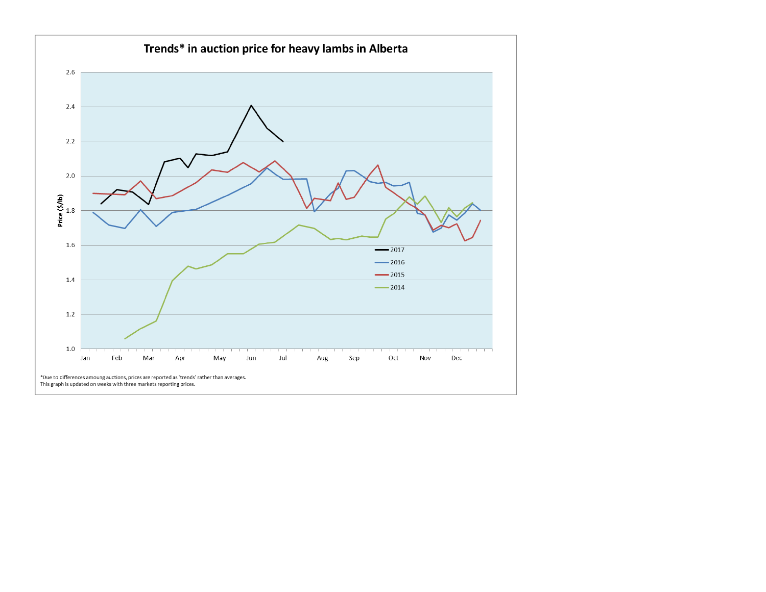# Trends* in auction price for heavy lambs in Alberta

Price ($/lb)

2.6
2.4
2.2
2.0
1.8
1.6
1.4
1.2
1.0

Jan Feb Mar Apr May Jun Jul Aug Sep Oct Nov Dec

2017
2016
2015
2014

*Due to differences amoung auctions, prices are reported as 'trends' rather than averages.
This graph is updated on weeks with three markets reporting prices.